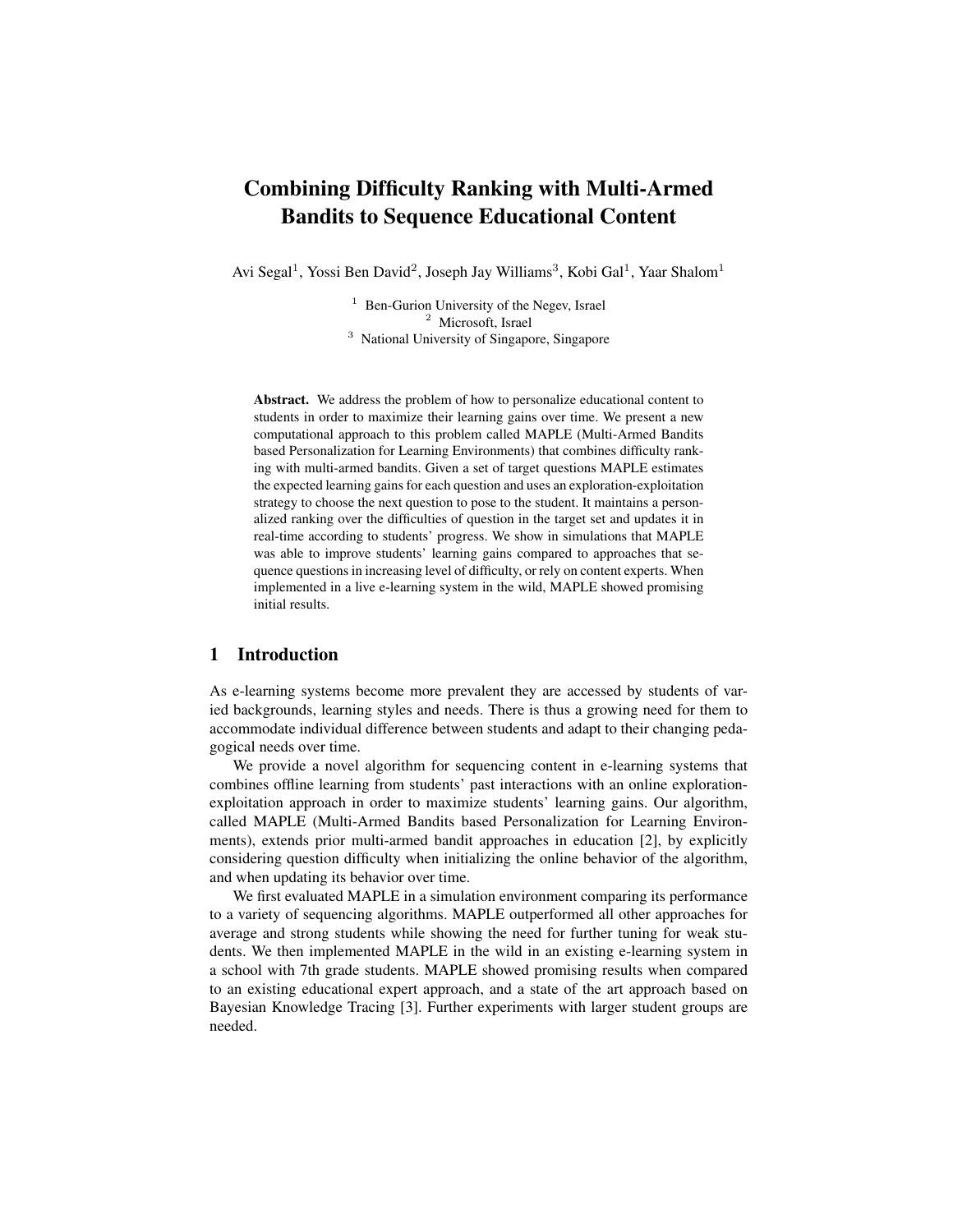# Combining Difficulty Ranking with Multi-Armed Bandits to Sequence Educational Content

Avi Segal[1], Yossi Ben David[2], Joseph Jay Williams[3], Kobi Gal[1], Yaar Shalom[1]

[1] Ben-Gurion University of the Negev, Israel
[2] Microsoft, Israel
[3] National University of Singapore, Singapore

**Abstract.** We address the problem of how to personalize educational content to students in order to maximize their learning gains over time. We present a new computational approach to this problem called MAPLE (Multi-Armed Bandits based Personalization for Learning Environments) that combines difficulty ranking with multi-armed bandits. Given a set of target questions MAPLE estimates the expected learning gains for each question and uses an exploration-exploitation strategy to choose the next question to pose to the student. It maintains a personalized ranking over the difficulties of question in the target set and updates it in real-time according to students' progress. We show in simulations that MAPLE was able to improve students' learning gains compared to approaches that sequence questions in increasing level of difficulty, or rely on content experts. When implemented in a live e-learning system in the wild, MAPLE showed promising initial results.

## 1 Introduction

As e-learning systems become more prevalent they are accessed by students of varied backgrounds, learning styles and needs. There is thus a growing need for them to accommodate individual difference between students and adapt to their changing pedagogical needs over time.

We provide a novel algorithm for sequencing content in e-learning systems that combines offline learning from students' past interactions with an online exploration-exploitation approach in order to maximize students' learning gains. Our algorithm, called MAPLE (Multi-Armed Bandits based Personalization for Learning Environments), extends prior multi-armed bandit approaches in education [2], by explicitly considering question difficulty when initializing the online behavior of the algorithm, and when updating its behavior over time.

We first evaluated MAPLE in a simulation environment comparing its performance to a variety of sequencing algorithms. MAPLE outperformed all other approaches for average and strong students while showing the need for further tuning for weak students. We then implemented MAPLE in the wild in an existing e-learning system in a school with 7th grade students. MAPLE showed promising results when compared to an existing educational expert approach, and a state of the art approach based on Bayesian Knowledge Tracing [3]. Further experiments with larger student groups are needed.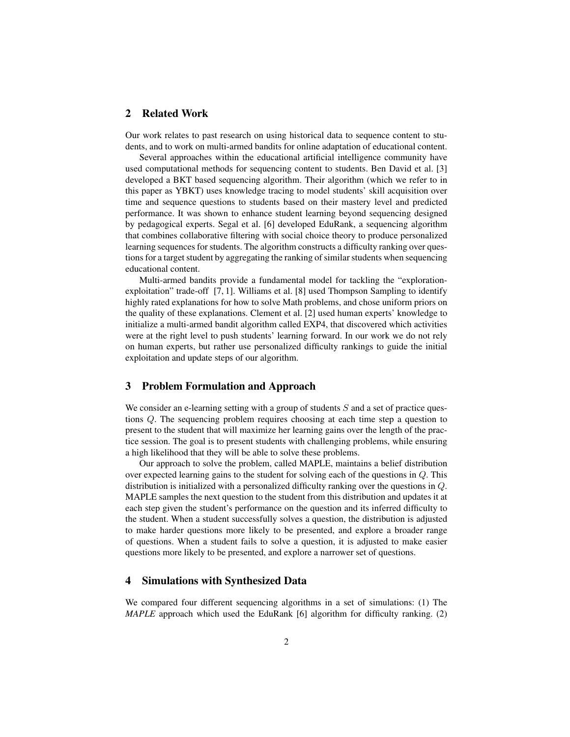## 2 Related Work

Our work relates to past research on using historical data to sequence content to students, and to work on multi-armed bandits for online adaptation of educational content.

Several approaches within the educational artificial intelligence community have used computational methods for sequencing content to students. Ben David et al. [3] developed a BKT based sequencing algorithm. Their algorithm (which we refer to in this paper as YBKT) uses knowledge tracing to model students' skill acquisition over time and sequence questions to students based on their mastery level and predicted performance. It was shown to enhance student learning beyond sequencing designed by pedagogical experts. Segal et al. [6] developed EduRank, a sequencing algorithm that combines collaborative filtering with social choice theory to produce personalized learning sequences for students. The algorithm constructs a difficulty ranking over questions for a target student by aggregating the ranking of similar students when sequencing educational content.

Multi-armed bandits provide a fundamental model for tackling the "exploration-exploitation" trade-off [7, 1]. Williams et al. [8] used Thompson Sampling to identify highly rated explanations for how to solve Math problems, and chose uniform priors on the quality of these explanations. Clement et al. [2] used human experts' knowledge to initialize a multi-armed bandit algorithm called EXP4, that discovered which activities were at the right level to push students' learning forward. In our work we do not rely on human experts, but rather use personalized difficulty rankings to guide the initial exploitation and update steps of our algorithm.

## 3 Problem Formulation and Approach

We consider an e-learning setting with a group of students $S$ and a set of practice questions $Q$. The sequencing problem requires choosing at each time step a question to present to the student that will maximize her learning gains over the length of the practice session. The goal is to present students with challenging problems, while ensuring a high likelihood that they will be able to solve these problems.

Our approach to solve the problem, called MAPLE, maintains a belief distribution over expected learning gains to the student for solving each of the questions in $Q$. This distribution is initialized with a personalized difficulty ranking over the questions in $Q$. MAPLE samples the next question to the student from this distribution and updates it at each step given the student's performance on the question and its inferred difficulty to the student. When a student successfully solves a question, the distribution is adjusted to make harder questions more likely to be presented, and explore a broader range of questions. When a student fails to solve a question, it is adjusted to make easier questions more likely to be presented, and explore a narrower set of questions.

## 4 Simulations with Synthesized Data

We compared four different sequencing algorithms in a set of simulations: (1) The *MAPLE* approach which used the EduRank [6] algorithm for difficulty ranking. (2)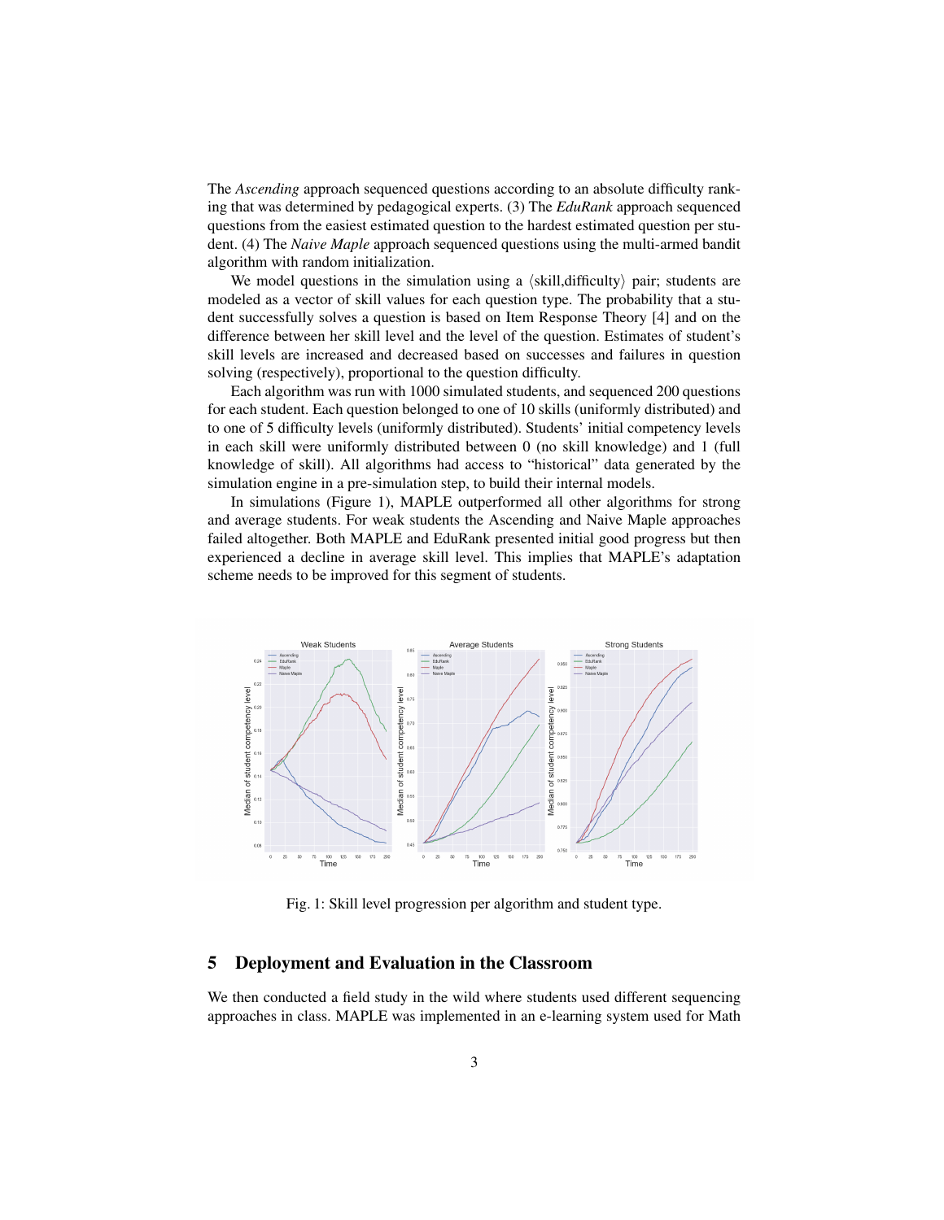The *Ascending* approach sequenced questions according to an absolute difficulty ranking that was determined by pedagogical experts. (3) The *EduRank* approach sequenced questions from the easiest estimated question to the hardest estimated question per student. (4) The *Naive Maple* approach sequenced questions using the multi-armed bandit algorithm with random initialization.

We model questions in the simulation using a $\langle$skill,difficulty$\rangle$ pair; students are modeled as a vector of skill values for each question type. The probability that a student successfully solves a question is based on Item Response Theory [4] and on the difference between her skill level and the level of the question. Estimates of student's skill levels are increased and decreased based on successes and failures in question solving (respectively), proportional to the question difficulty.

Each algorithm was run with 1000 simulated students, and sequenced 200 questions for each student. Each question belonged to one of 10 skills (uniformly distributed) and to one of 5 difficulty levels (uniformly distributed). Students' initial competency levels in each skill were uniformly distributed between 0 (no skill knowledge) and 1 (full knowledge of skill). All algorithms had access to "historical" data generated by the simulation engine in a pre-simulation step, to build their internal models.

In simulations (Figure 1), MAPLE outperformed all other algorithms for strong and average students. For weak students the Ascending and Naive Maple approaches failed altogether. Both MAPLE and EduRank presented initial good progress but then experienced a decline in average skill level. This implies that MAPLE's adaptation scheme needs to be improved for this segment of students.

Fig. 1: Skill level progression per algorithm and student type.

## 5 Deployment and Evaluation in the Classroom

We then conducted a field study in the wild where students used different sequencing approaches in class. MAPLE was implemented in an e-learning system used for Math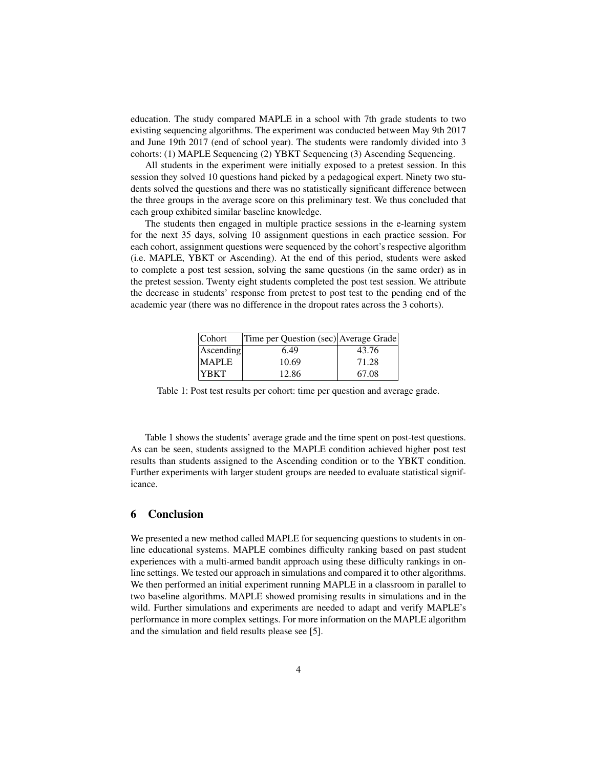education. The study compared MAPLE in a school with 7th grade students to two existing sequencing algorithms. The experiment was conducted between May 9th 2017 and June 19th 2017 (end of school year). The students were randomly divided into 3 cohorts: (1) MAPLE Sequencing (2) YBKT Sequencing (3) Ascending Sequencing.

All students in the experiment were initially exposed to a pretest session. In this session they solved 10 questions hand picked by a pedagogical expert. Ninety two students solved the questions and there was no statistically significant difference between the three groups in the average score on this preliminary test. We thus concluded that each group exhibited similar baseline knowledge.

The students then engaged in multiple practice sessions in the e-learning system for the next 35 days, solving 10 assignment questions in each practice session. For each cohort, assignment questions were sequenced by the cohort's respective algorithm (i.e. MAPLE, YBKT or Ascending). At the end of this period, students were asked to complete a post test session, solving the same questions (in the same order) as in the pretest session. Twenty eight students completed the post test session. We attribute the decrease in students' response from pretest to post test to the pending end of the academic year (there was no difference in the dropout rates across the 3 cohorts).

| Cohort | Time per Question (sec) | Average Grade |
|---|---|---|
| Ascending | 6.49 | 43.76 |
| MAPLE | 10.69 | 71.28 |
| YBKT | 12.86 | 67.08 |

Table 1: Post test results per cohort: time per question and average grade.

Table 1 shows the students' average grade and the time spent on post-test questions. As can be seen, students assigned to the MAPLE condition achieved higher post test results than students assigned to the Ascending condition or to the YBKT condition. Further experiments with larger student groups are needed to evaluate statistical significance.

## 6 Conclusion

We presented a new method called MAPLE for sequencing questions to students in online educational systems. MAPLE combines difficulty ranking based on past student experiences with a multi-armed bandit approach using these difficulty rankings in online settings. We tested our approach in simulations and compared it to other algorithms. We then performed an initial experiment running MAPLE in a classroom in parallel to two baseline algorithms. MAPLE showed promising results in simulations and in the wild. Further simulations and experiments are needed to adapt and verify MAPLE's performance in more complex settings. For more information on the MAPLE algorithm and the simulation and field results please see [5].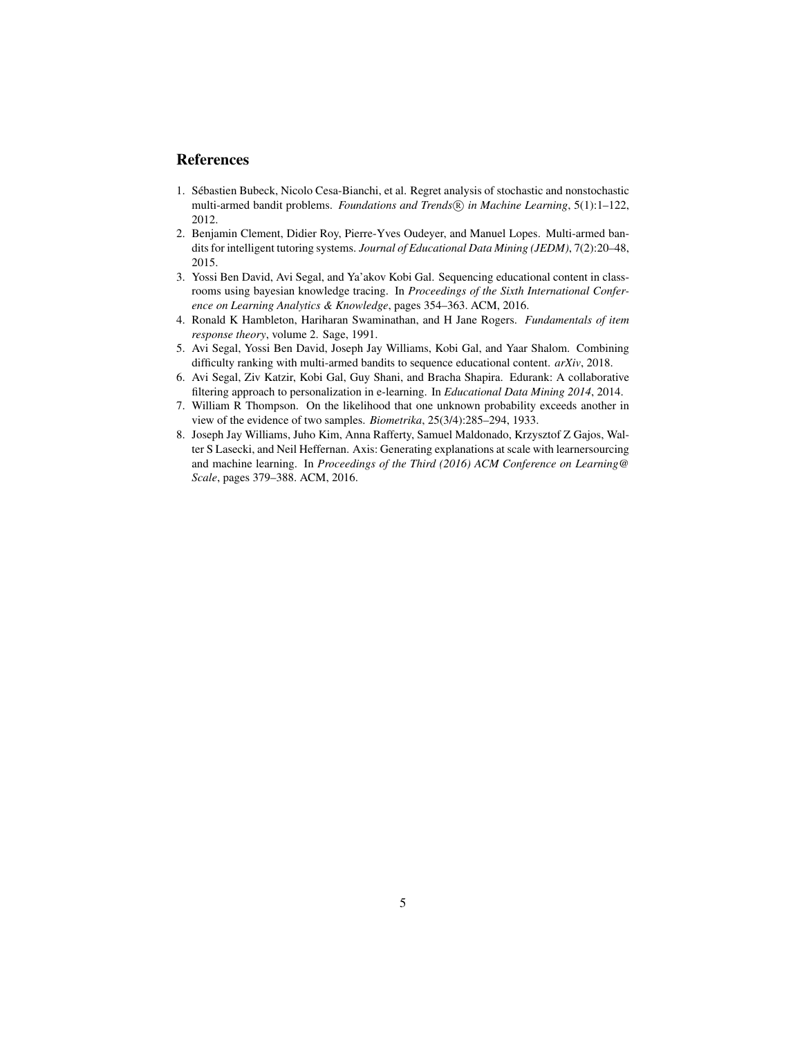## References

1. Sébastien Bubeck, Nicolo Cesa-Bianchi, et al. Regret analysis of stochastic and nonstochastic multi-armed bandit problems. *Foundations and Trends® in Machine Learning*, 5(1):1–122, 2012.
2. Benjamin Clement, Didier Roy, Pierre-Yves Oudeyer, and Manuel Lopes. Multi-armed bandits for intelligent tutoring systems. *Journal of Educational Data Mining (JEDM)*, 7(2):20–48, 2015.
3. Yossi Ben David, Avi Segal, and Ya'akov Kobi Gal. Sequencing educational content in classrooms using bayesian knowledge tracing. In *Proceedings of the Sixth International Conference on Learning Analytics & Knowledge*, pages 354–363. ACM, 2016.
4. Ronald K Hambleton, Hariharan Swaminathan, and H Jane Rogers. *Fundamentals of item response theory*, volume 2. Sage, 1991.
5. Avi Segal, Yossi Ben David, Joseph Jay Williams, Kobi Gal, and Yaar Shalom. Combining difficulty ranking with multi-armed bandits to sequence educational content. *arXiv*, 2018.
6. Avi Segal, Ziv Katzir, Kobi Gal, Guy Shani, and Bracha Shapira. Edurank: A collaborative filtering approach to personalization in e-learning. In *Educational Data Mining 2014*, 2014.
7. William R Thompson. On the likelihood that one unknown probability exceeds another in view of the evidence of two samples. *Biometrika*, 25(3/4):285–294, 1933.
8. Joseph Jay Williams, Juho Kim, Anna Rafferty, Samuel Maldonado, Krzysztof Z Gajos, Walter S Lasecki, and Neil Heffernan. Axis: Generating explanations at scale with learnersourcing and machine learning. In *Proceedings of the Third (2016) ACM Conference on Learning@ Scale*, pages 379–388. ACM, 2016.